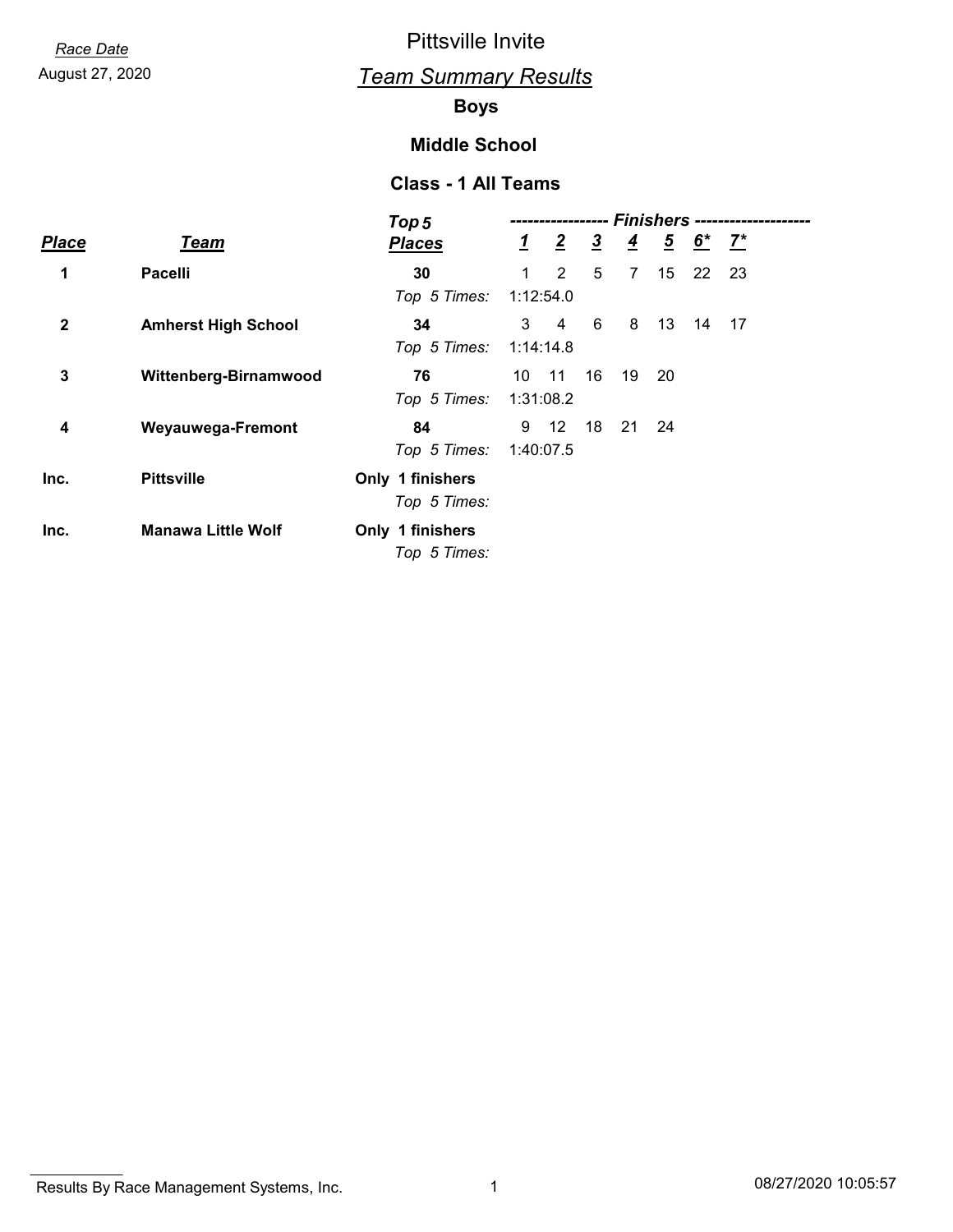*Race Date*

August 27, 2020

# Pittsville Invite

## *Team Summary Results*

### Boys

### Middle School

### Class - 1 All Teams

| *Place* | *Team* | *Top 5 Places* | *1* | *2* | *3* | *4* | *5* | *6** | *7** |
|---|---|---|---|---|---|---|---|---|---|
| **1** | **Pacelli** | **30** | 1 | 2 | 5 | 7 | 15 | 22 | 23 |
| | | *Top 5 Times:* | 1:12:54.0 | | | | | | |
| **2** | **Amherst High School** | **34** | 3 | 4 | 6 | 8 | 13 | 14 | 17 |
| | | *Top 5 Times:* | 1:14:14.8 | | | | | | |
| **3** | **Wittenberg-Birnamwood** | **76** | 10 | 11 | 16 | 19 | 20 | | |
| | | *Top 5 Times:* | 1:31:08.2 | | | | | | |
| **4** | **Weyauwega-Fremont** | **84** | 9 | 12 | 18 | 21 | 24 | | |
| | | *Top 5 Times:* | 1:40:07.5 | | | | | | |
| **Inc.** | **Pittsville** | **Only 1 finishers** | | | | | | | |
| | | *Top 5 Times:* | | | | | | | |
| **Inc.** | **Manawa Little Wolf** | **Only 1 finishers** | | | | | | | |
| | | *Top 5 Times:* | | | | | | | |

Results By Race Management Systems, Inc. 08/27/2020 10:05:57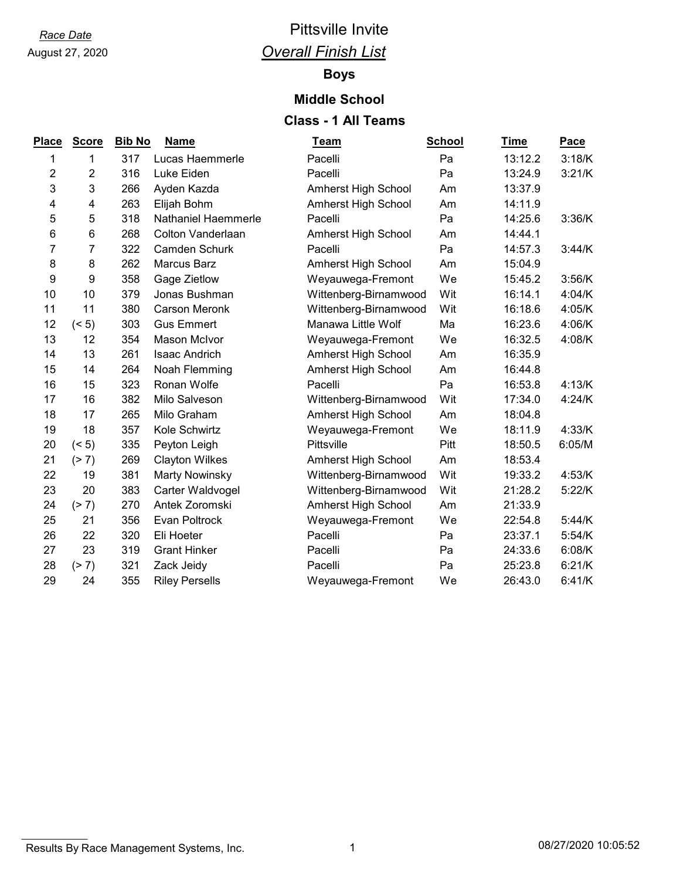*Race Date*
August 27, 2020

# Pittsville Invite

## *Overall Finish List*

### Boys

### Middle School

### Class - 1 All Teams

| Place | Score | Bib No | Name | Team | School | Time | Pace |
|---|---|---|---|---|---|---|---|
| 1 | 1 | 317 | Lucas Haemmerle | Pacelli | Pa | 13:12.2 | 3:18/K |
| 2 | 2 | 316 | Luke Eiden | Pacelli | Pa | 13:24.9 | 3:21/K |
| 3 | 3 | 266 | Ayden Kazda | Amherst High School | Am | 13:37.9 | |
| 4 | 4 | 263 | Elijah Bohm | Amherst High School | Am | 14:11.9 | |
| 5 | 5 | 318 | Nathaniel Haemmerle | Pacelli | Pa | 14:25.6 | 3:36/K |
| 6 | 6 | 268 | Colton Vanderlaan | Amherst High School | Am | 14:44.1 | |
| 7 | 7 | 322 | Camden Schurk | Pacelli | Pa | 14:57.3 | 3:44/K |
| 8 | 8 | 262 | Marcus Barz | Amherst High School | Am | 15:04.9 | |
| 9 | 9 | 358 | Gage Zietlow | Weyauwega-Fremont | We | 15:45.2 | 3:56/K |
| 10 | 10 | 379 | Jonas Bushman | Wittenberg-Birnamwood | Wit | 16:14.1 | 4:04/K |
| 11 | 11 | 380 | Carson Meronk | Wittenberg-Birnamwood | Wit | 16:18.6 | 4:05/K |
| 12 | (< 5) | 303 | Gus Emmert | Manawa Little Wolf | Ma | 16:23.6 | 4:06/K |
| 13 | 12 | 354 | Mason McIvor | Weyauwega-Fremont | We | 16:32.5 | 4:08/K |
| 14 | 13 | 261 | Isaac Andrich | Amherst High School | Am | 16:35.9 | |
| 15 | 14 | 264 | Noah Flemming | Amherst High School | Am | 16:44.8 | |
| 16 | 15 | 323 | Ronan Wolfe | Pacelli | Pa | 16:53.8 | 4:13/K |
| 17 | 16 | 382 | Milo Salveson | Wittenberg-Birnamwood | Wit | 17:34.0 | 4:24/K |
| 18 | 17 | 265 | Milo Graham | Amherst High School | Am | 18:04.8 | |
| 19 | 18 | 357 | Kole Schwirtz | Weyauwega-Fremont | We | 18:11.9 | 4:33/K |
| 20 | (< 5) | 335 | Peyton Leigh | Pittsville | Pitt | 18:50.5 | 6:05/M |
| 21 | (> 7) | 269 | Clayton Wilkes | Amherst High School | Am | 18:53.4 | |
| 22 | 19 | 381 | Marty Nowinsky | Wittenberg-Birnamwood | Wit | 19:33.2 | 4:53/K |
| 23 | 20 | 383 | Carter Waldvogel | Wittenberg-Birnamwood | Wit | 21:28.2 | 5:22/K |
| 24 | (> 7) | 270 | Antek Zoromski | Amherst High School | Am | 21:33.9 | |
| 25 | 21 | 356 | Evan Poltrock | Weyauwega-Fremont | We | 22:54.8 | 5:44/K |
| 26 | 22 | 320 | Eli Hoeter | Pacelli | Pa | 23:37.1 | 5:54/K |
| 27 | 23 | 319 | Grant Hinker | Pacelli | Pa | 24:33.6 | 6:08/K |
| 28 | (> 7) | 321 | Zack Jeidy | Pacelli | Pa | 25:23.8 | 6:21/K |
| 29 | 24 | 355 | Riley Persells | Weyauwega-Fremont | We | 26:43.0 | 6:41/K |

Results By Race Management Systems, Inc. 08/27/2020 10:05:52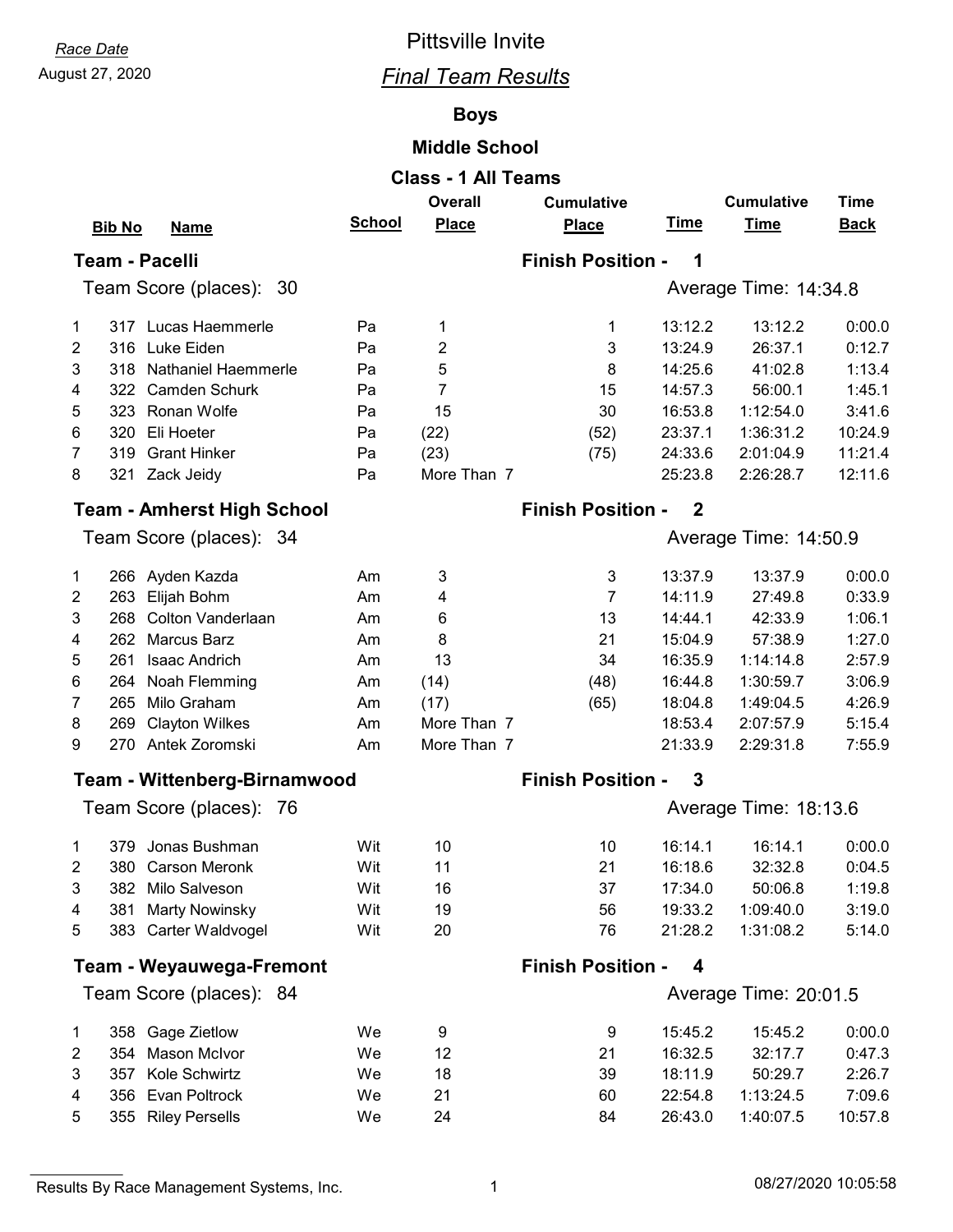*Race Date*
August 27, 2020

# Pittsville Invite

## *Final Team Results*

### Boys

### Middle School

### Class - 1 All Teams

**Team - Pacelli** — **Finish Position - 1**

Team Score (places): 30 — Average Time: 14:34.8

| | Bib No | Name | School | Overall Place | Cumulative Place | Time | Cumulative Time | Time Back |
|---|---|---|---|---|---|---|---|---|
| 1 | 317 | Lucas Haemmerle | Pa | 1 | 1 | 13:12.2 | 13:12.2 | 0:00.0 |
| 2 | 316 | Luke Eiden | Pa | 2 | 3 | 13:24.9 | 26:37.1 | 0:12.7 |
| 3 | 318 | Nathaniel Haemmerle | Pa | 5 | 8 | 14:25.6 | 41:02.8 | 1:13.4 |
| 4 | 322 | Camden Schurk | Pa | 7 | 15 | 14:57.3 | 56:00.1 | 1:45.1 |
| 5 | 323 | Ronan Wolfe | Pa | 15 | 30 | 16:53.8 | 1:12:54.0 | 3:41.6 |
| 6 | 320 | Eli Hoeter | Pa | (22) | (52) | 23:37.1 | 1:36:31.2 | 10:24.9 |
| 7 | 319 | Grant Hinker | Pa | (23) | (75) | 24:33.6 | 2:01:04.9 | 11:21.4 |
| 8 | 321 | Zack Jeidy | Pa | More Than 7 | | 25:23.8 | 2:26:28.7 | 12:11.6 |

**Team - Amherst High School** — **Finish Position - 2**

Team Score (places): 34 — Average Time: 14:50.9

| | Bib No | Name | School | Overall Place | Cumulative Place | Time | Cumulative Time | Time Back |
|---|---|---|---|---|---|---|---|---|
| 1 | 266 | Ayden Kazda | Am | 3 | 3 | 13:37.9 | 13:37.9 | 0:00.0 |
| 2 | 263 | Elijah Bohm | Am | 4 | 7 | 14:11.9 | 27:49.8 | 0:33.9 |
| 3 | 268 | Colton Vanderlaan | Am | 6 | 13 | 14:44.1 | 42:33.9 | 1:06.1 |
| 4 | 262 | Marcus Barz | Am | 8 | 21 | 15:04.9 | 57:38.9 | 1:27.0 |
| 5 | 261 | Isaac Andrich | Am | 13 | 34 | 16:35.9 | 1:14:14.8 | 2:57.9 |
| 6 | 264 | Noah Flemming | Am | (14) | (48) | 16:44.8 | 1:30:59.7 | 3:06.9 |
| 7 | 265 | Milo Graham | Am | (17) | (65) | 18:04.8 | 1:49:04.5 | 4:26.9 |
| 8 | 269 | Clayton Wilkes | Am | More Than 7 | | 18:53.4 | 2:07:57.9 | 5:15.4 |
| 9 | 270 | Antek Zoromski | Am | More Than 7 | | 21:33.9 | 2:29:31.8 | 7:55.9 |

**Team - Wittenberg-Birnamwood** — **Finish Position - 3**

Team Score (places): 76 — Average Time: 18:13.6

| | Bib No | Name | School | Overall Place | Cumulative Place | Time | Cumulative Time | Time Back |
|---|---|---|---|---|---|---|---|---|
| 1 | 379 | Jonas Bushman | Wit | 10 | 10 | 16:14.1 | 16:14.1 | 0:00.0 |
| 2 | 380 | Carson Meronk | Wit | 11 | 21 | 16:18.6 | 32:32.8 | 0:04.5 |
| 3 | 382 | Milo Salveson | Wit | 16 | 37 | 17:34.0 | 50:06.8 | 1:19.8 |
| 4 | 381 | Marty Nowinsky | Wit | 19 | 56 | 19:33.2 | 1:09:40.0 | 3:19.0 |
| 5 | 383 | Carter Waldvogel | Wit | 20 | 76 | 21:28.2 | 1:31:08.2 | 5:14.0 |

**Team - Weyauwega-Fremont** — **Finish Position - 4**

Team Score (places): 84 — Average Time: 20:01.5

| | Bib No | Name | School | Overall Place | Cumulative Place | Time | Cumulative Time | Time Back |
|---|---|---|---|---|---|---|---|---|
| 1 | 358 | Gage Zietlow | We | 9 | 9 | 15:45.2 | 15:45.2 | 0:00.0 |
| 2 | 354 | Mason McIvor | We | 12 | 21 | 16:32.5 | 32:17.7 | 0:47.3 |
| 3 | 357 | Kole Schwirtz | We | 18 | 39 | 18:11.9 | 50:29.7 | 2:26.7 |
| 4 | 356 | Evan Poltrock | We | 21 | 60 | 22:54.8 | 1:13:24.5 | 7:09.6 |
| 5 | 355 | Riley Persells | We | 24 | 84 | 26:43.0 | 1:40:07.5 | 10:57.8 |

Results By Race Management Systems, Inc. — 08/27/2020 10:05:58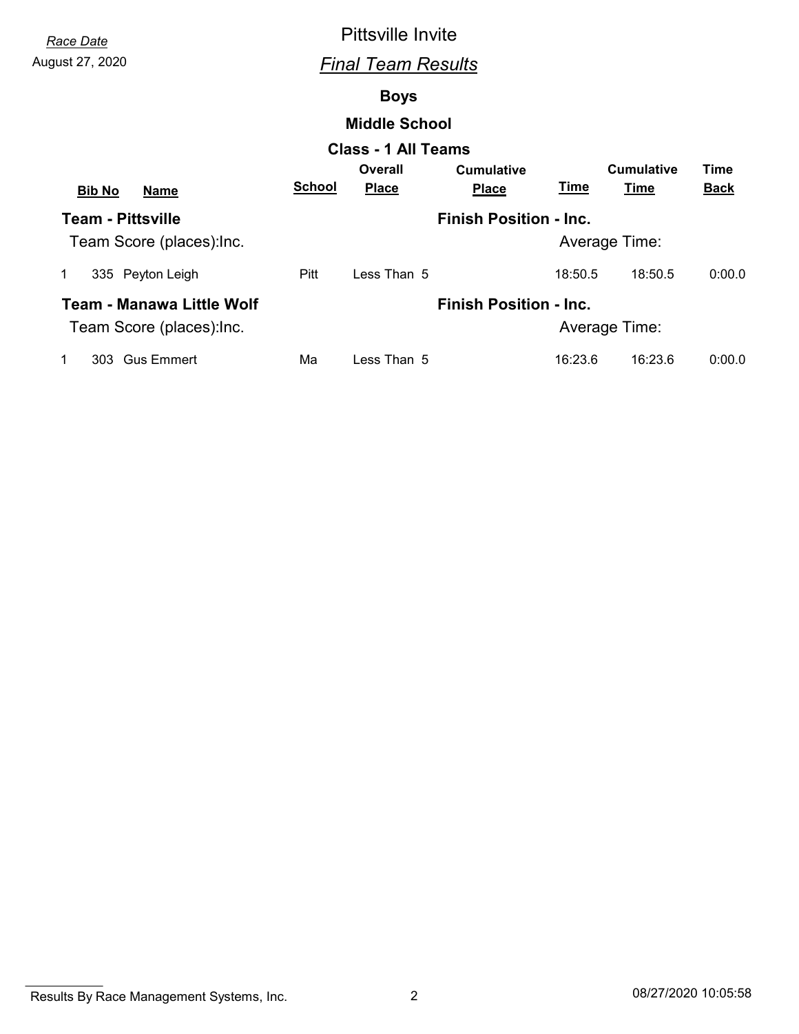*Race Date*
August 27, 2020

# Pittsville Invite

## *Final Team Results*

### Boys

### Middle School

### Class - 1 All Teams

| | Bib No | Name | School | Overall Place | Cumulative Place | Time | Cumulative Time | Time Back |
|---|---|---|---|---|---|---|---|---|
| **Team - Pittsville** | | | | | **Finish Position - Inc.** | | | |
| Team Score (places):Inc. | | | | | Average Time: | | | |
| 1 | 335 | Peyton Leigh | Pitt | Less Than 5 | | 18:50.5 | 18:50.5 | 0:00.0 |
| **Team - Manawa Little Wolf** | | | | | **Finish Position - Inc.** | | | |
| Team Score (places):Inc. | | | | | Average Time: | | | |
| 1 | 303 | Gus Emmert | Ma | Less Than 5 | | 16:23.6 | 16:23.6 | 0:00.0 |

Results By Race Management Systems, Inc. 08/27/2020 10:05:58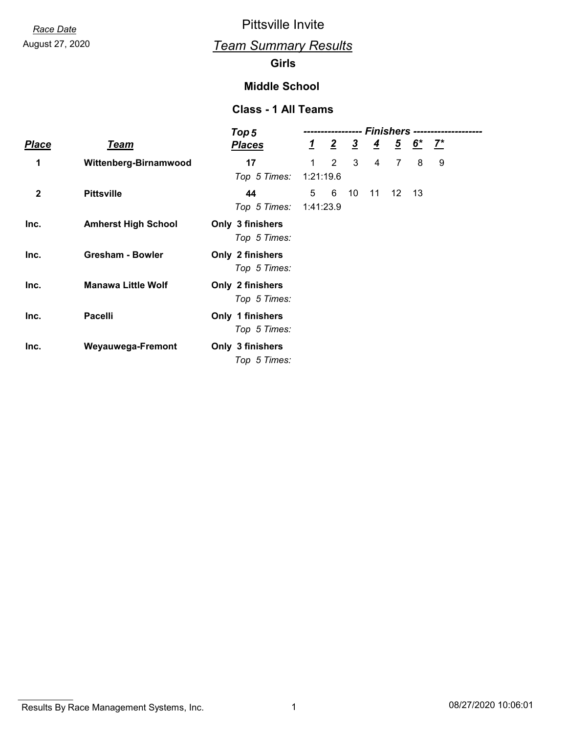*Race Date*
August 27, 2020

# Pittsville Invite

## *Team Summary Results*

### Girls

### Middle School

### Class - 1 All Teams

| *Place* | *Team* | *Top 5 Places* | *1* | *2* | *3* | *4* | *5* | *6** | *7** |
|---|---|---|---|---|---|---|---|---|---|
| **1** | **Wittenberg-Birnamwood** | **17** | 1 | 2 | 3 | 4 | 7 | 8 | 9 |
| | | *Top 5 Times:* | 1:21:19.6 | | | | | | |
| **2** | **Pittsville** | **44** | 5 | 6 | 10 | 11 | 12 | 13 | |
| | | *Top 5 Times:* | 1:41:23.9 | | | | | | |
| **Inc.** | **Amherst High School** | **Only 3 finishers** | | | | | | | |
| | | *Top 5 Times:* | | | | | | | |
| **Inc.** | **Gresham - Bowler** | **Only 2 finishers** | | | | | | | |
| | | *Top 5 Times:* | | | | | | | |
| **Inc.** | **Manawa Little Wolf** | **Only 2 finishers** | | | | | | | |
| | | *Top 5 Times:* | | | | | | | |
| **Inc.** | **Pacelli** | **Only 1 finishers** | | | | | | | |
| | | *Top 5 Times:* | | | | | | | |
| **Inc.** | **Weyauwega-Fremont** | **Only 3 finishers** | | | | | | | |
| | | *Top 5 Times:* | | | | | | | |

Results By Race Management Systems, Inc. 08/27/2020 10:06:01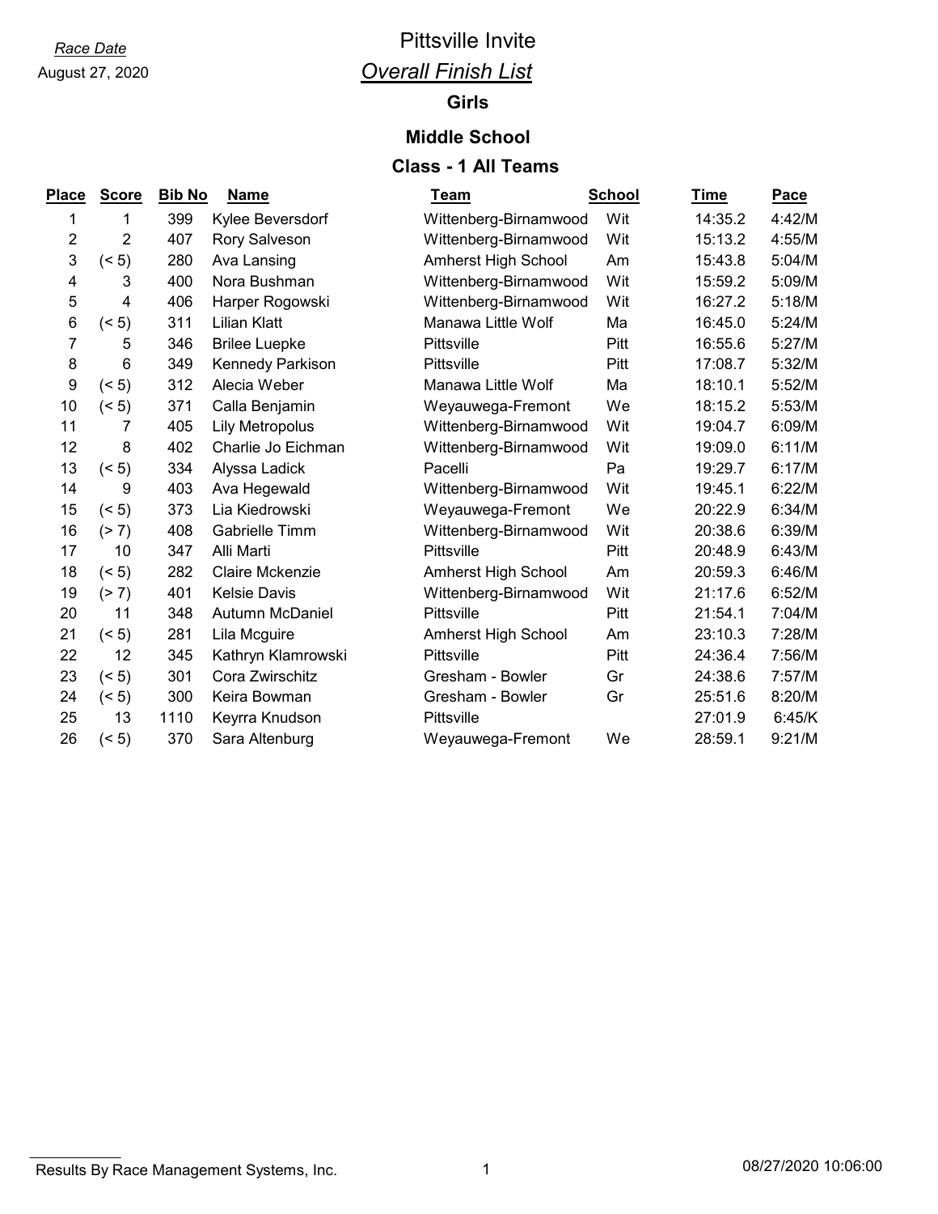*Race Date*

August 27, 2020

# Pittsville Invite

## *Overall Finish List*

### Girls

### Middle School

### Class - 1 All Teams

| Place | Score | Bib No | Name | Team | School | Time | Pace |
|---|---|---|---|---|---|---|---|
| 1 | 1 | 399 | Kylee Beversdorf | Wittenberg-Birnamwood | Wit | 14:35.2 | 4:42/M |
| 2 | 2 | 407 | Rory Salveson | Wittenberg-Birnamwood | Wit | 15:13.2 | 4:55/M |
| 3 | (< 5) | 280 | Ava Lansing | Amherst High School | Am | 15:43.8 | 5:04/M |
| 4 | 3 | 400 | Nora Bushman | Wittenberg-Birnamwood | Wit | 15:59.2 | 5:09/M |
| 5 | 4 | 406 | Harper Rogowski | Wittenberg-Birnamwood | Wit | 16:27.2 | 5:18/M |
| 6 | (< 5) | 311 | Lilian Klatt | Manawa Little Wolf | Ma | 16:45.0 | 5:24/M |
| 7 | 5 | 346 | Brilee Luepke | Pittsville | Pitt | 16:55.6 | 5:27/M |
| 8 | 6 | 349 | Kennedy Parkison | Pittsville | Pitt | 17:08.7 | 5:32/M |
| 9 | (< 5) | 312 | Alecia Weber | Manawa Little Wolf | Ma | 18:10.1 | 5:52/M |
| 10 | (< 5) | 371 | Calla Benjamin | Weyauwega-Fremont | We | 18:15.2 | 5:53/M |
| 11 | 7 | 405 | Lily Metropolus | Wittenberg-Birnamwood | Wit | 19:04.7 | 6:09/M |
| 12 | 8 | 402 | Charlie Jo Eichman | Wittenberg-Birnamwood | Wit | 19:09.0 | 6:11/M |
| 13 | (< 5) | 334 | Alyssa Ladick | Pacelli | Pa | 19:29.7 | 6:17/M |
| 14 | 9 | 403 | Ava Hegewald | Wittenberg-Birnamwood | Wit | 19:45.1 | 6:22/M |
| 15 | (< 5) | 373 | Lia Kiedrowski | Weyauwega-Fremont | We | 20:22.9 | 6:34/M |
| 16 | (> 7) | 408 | Gabrielle Timm | Wittenberg-Birnamwood | Wit | 20:38.6 | 6:39/M |
| 17 | 10 | 347 | Alli Marti | Pittsville | Pitt | 20:48.9 | 6:43/M |
| 18 | (< 5) | 282 | Claire Mckenzie | Amherst High School | Am | 20:59.3 | 6:46/M |
| 19 | (> 7) | 401 | Kelsie Davis | Wittenberg-Birnamwood | Wit | 21:17.6 | 6:52/M |
| 20 | 11 | 348 | Autumn McDaniel | Pittsville | Pitt | 21:54.1 | 7:04/M |
| 21 | (< 5) | 281 | Lila Mcguire | Amherst High School | Am | 23:10.3 | 7:28/M |
| 22 | 12 | 345 | Kathryn Klamrowski | Pittsville | Pitt | 24:36.4 | 7:56/M |
| 23 | (< 5) | 301 | Cora Zwirschitz | Gresham - Bowler | Gr | 24:38.6 | 7:57/M |
| 24 | (< 5) | 300 | Keira Bowman | Gresham - Bowler | Gr | 25:51.6 | 8:20/M |
| 25 | 13 | 1110 | Keyrra Knudson | Pittsville | | 27:01.9 | 6:45/K |
| 26 | (< 5) | 370 | Sara Altenburg | Weyauwega-Fremont | We | 28:59.1 | 9:21/M |

Results By Race Management Systems, Inc. 08/27/2020 10:06:00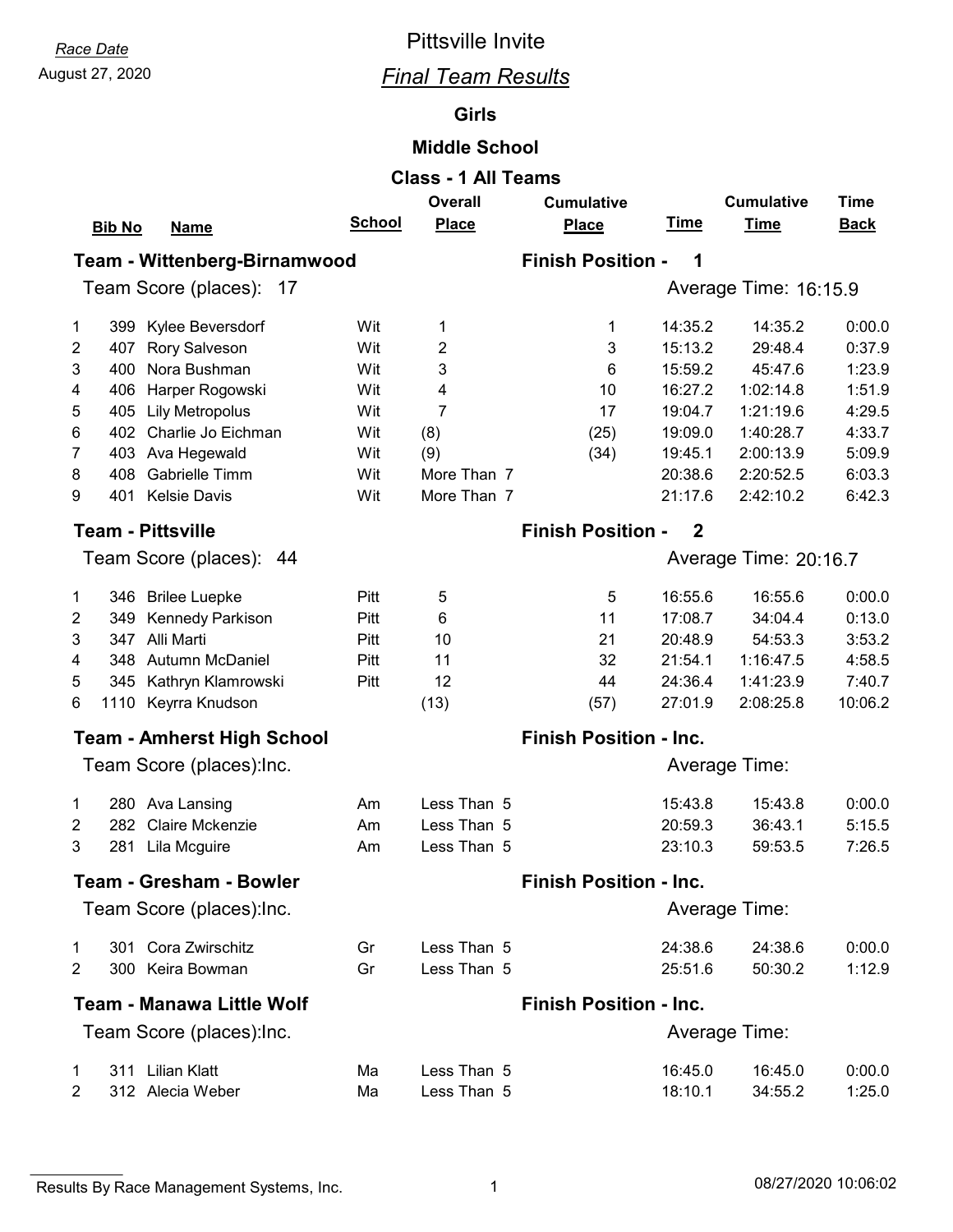*Race Date*
August 27, 2020

# Pittsville Invite

## *Final Team Results*

### Girls

### Middle School

### Class - 1 All Teams

**Team - Wittenberg-Birnamwood** — **Finish Position - 1**

Team Score (places): 17 — Average Time: 16:15.9

| | Bib No | Name | School | Overall Place | Cumulative Place | Time | Cumulative Time | Time Back |
|---|---|---|---|---|---|---|---|---|
| 1 | 399 | Kylee Beversdorf | Wit | 1 | 1 | 14:35.2 | 14:35.2 | 0:00.0 |
| 2 | 407 | Rory Salveson | Wit | 2 | 3 | 15:13.2 | 29:48.4 | 0:37.9 |
| 3 | 400 | Nora Bushman | Wit | 3 | 6 | 15:59.2 | 45:47.6 | 1:23.9 |
| 4 | 406 | Harper Rogowski | Wit | 4 | 10 | 16:27.2 | 1:02:14.8 | 1:51.9 |
| 5 | 405 | Lily Metropolus | Wit | 7 | 17 | 19:04.7 | 1:21:19.6 | 4:29.5 |
| 6 | 402 | Charlie Jo Eichman | Wit | (8) | (25) | 19:09.0 | 1:40:28.7 | 4:33.7 |
| 7 | 403 | Ava Hegewald | Wit | (9) | (34) | 19:45.1 | 2:00:13.9 | 5:09.9 |
| 8 | 408 | Gabrielle Timm | Wit | More Than 7 | | 20:38.6 | 2:20:52.5 | 6:03.3 |
| 9 | 401 | Kelsie Davis | Wit | More Than 7 | | 21:17.6 | 2:42:10.2 | 6:42.3 |

**Team - Pittsville** — **Finish Position - 2**

Team Score (places): 44 — Average Time: 20:16.7

| | Bib No | Name | School | Overall Place | Cumulative Place | Time | Cumulative Time | Time Back |
|---|---|---|---|---|---|---|---|---|
| 1 | 346 | Brilee Luepke | Pitt | 5 | 5 | 16:55.6 | 16:55.6 | 0:00.0 |
| 2 | 349 | Kennedy Parkison | Pitt | 6 | 11 | 17:08.7 | 34:04.4 | 0:13.0 |
| 3 | 347 | Alli Marti | Pitt | 10 | 21 | 20:48.9 | 54:53.3 | 3:53.2 |
| 4 | 348 | Autumn McDaniel | Pitt | 11 | 32 | 21:54.1 | 1:16:47.5 | 4:58.5 |
| 5 | 345 | Kathryn Klamrowski | Pitt | 12 | 44 | 24:36.4 | 1:41:23.9 | 7:40.7 |
| 6 | 1110 | Keyrra Knudson | | (13) | (57) | 27:01.9 | 2:08:25.8 | 10:06.2 |

**Team - Amherst High School** — **Finish Position - Inc.**

Team Score (places):Inc. — Average Time:

| | Bib No | Name | School | Overall Place | Cumulative Place | Time | Cumulative Time | Time Back |
|---|---|---|---|---|---|---|---|---|
| 1 | 280 | Ava Lansing | Am | Less Than 5 | | 15:43.8 | 15:43.8 | 0:00.0 |
| 2 | 282 | Claire Mckenzie | Am | Less Than 5 | | 20:59.3 | 36:43.1 | 5:15.5 |
| 3 | 281 | Lila Mcguire | Am | Less Than 5 | | 23:10.3 | 59:53.5 | 7:26.5 |

**Team - Gresham - Bowler** — **Finish Position - Inc.**

Team Score (places):Inc. — Average Time:

| | Bib No | Name | School | Overall Place | Cumulative Place | Time | Cumulative Time | Time Back |
|---|---|---|---|---|---|---|---|---|
| 1 | 301 | Cora Zwirschitz | Gr | Less Than 5 | | 24:38.6 | 24:38.6 | 0:00.0 |
| 2 | 300 | Keira Bowman | Gr | Less Than 5 | | 25:51.6 | 50:30.2 | 1:12.9 |

**Team - Manawa Little Wolf** — **Finish Position - Inc.**

Team Score (places):Inc. — Average Time:

| | Bib No | Name | School | Overall Place | Cumulative Place | Time | Cumulative Time | Time Back |
|---|---|---|---|---|---|---|---|---|
| 1 | 311 | Lilian Klatt | Ma | Less Than 5 | | 16:45.0 | 16:45.0 | 0:00.0 |
| 2 | 312 | Alecia Weber | Ma | Less Than 5 | | 18:10.1 | 34:55.2 | 1:25.0 |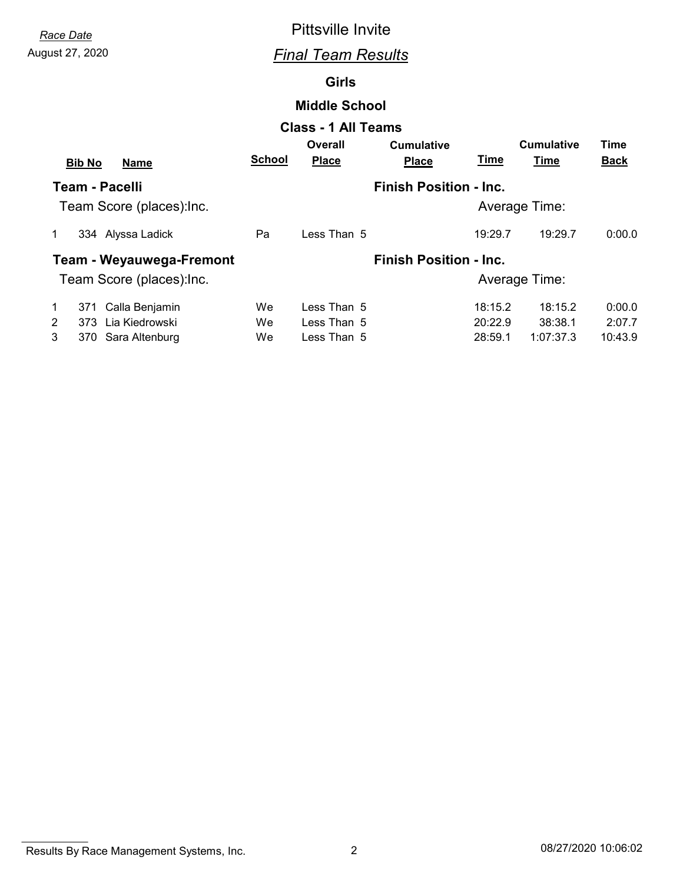*Race Date*
August 27, 2020

# Pittsville Invite

## *Final Team Results*

### Girls

### Middle School

### Class - 1 All Teams

| | Bib No | Name | School | Overall Place | Cumulative Place | Time | Cumulative Time | Time Back |
|---|---|---|---|---|---|---|---|---|
| **Team - Pacelli** | | | | | **Finish Position - Inc.** | | | |
| Team Score (places):Inc. | | | | | | Average Time: | | |
| 1 | 334 | Alyssa Ladick | Pa | Less Than 5 | | 19:29.7 | 19:29.7 | 0:00.0 |
| **Team - Weyauwega-Fremont** | | | | | **Finish Position - Inc.** | | | |
| Team Score (places):Inc. | | | | | | Average Time: | | |
| 1 | 371 | Calla Benjamin | We | Less Than 5 | | 18:15.2 | 18:15.2 | 0:00.0 |
| 2 | 373 | Lia Kiedrowski | We | Less Than 5 | | 20:22.9 | 38:38.1 | 2:07.7 |
| 3 | 370 | Sara Altenburg | We | Less Than 5 | | 28:59.1 | 1:07:37.3 | 10:43.9 |

Results By Race Management Systems, Inc. 08/27/2020 10:06:02